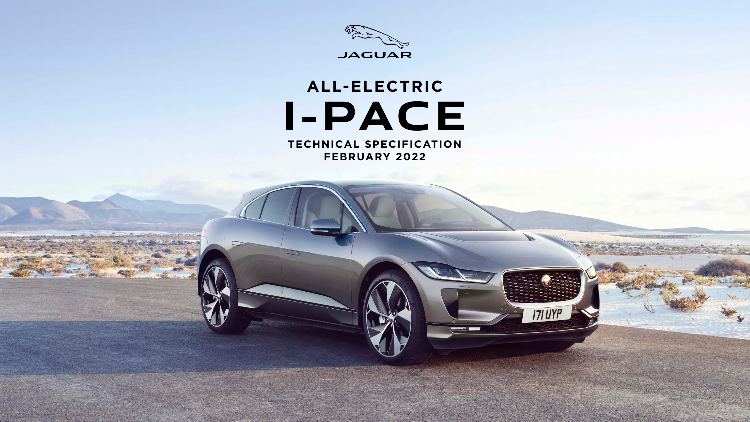JAGUAR

# ALL-ELECTRIC I-PACE

## TECHNICAL SPECIFICATION

## FEBRUARY 2022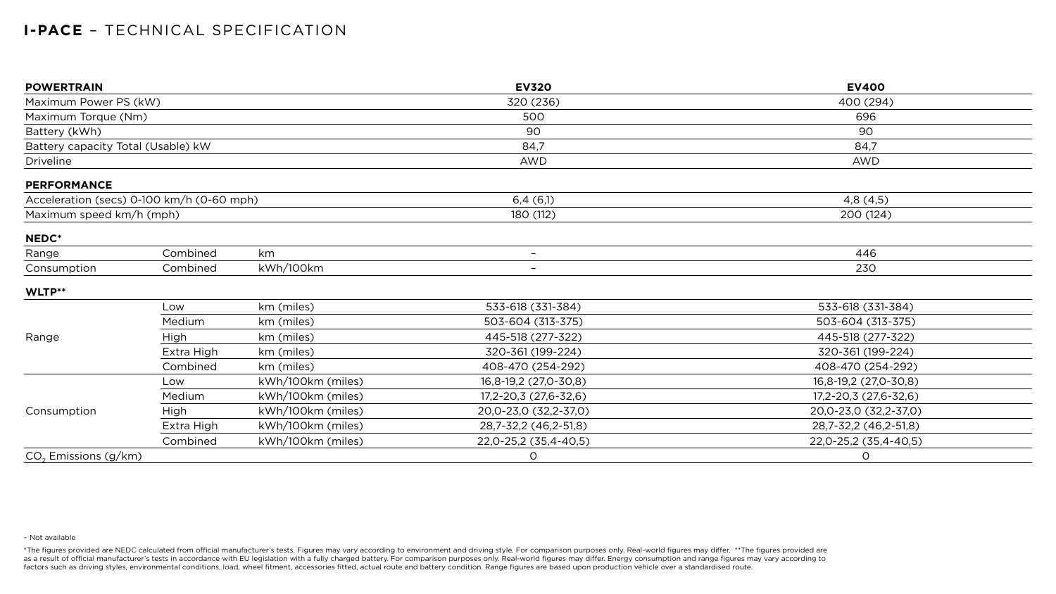# **I-PACE** – TECHNICAL SPECIFICATION

| **POWERTRAIN** | | | **EV320** | **EV400** |
| --- | --- | --- | --- | --- |
| Maximum Power PS (kW) | | | 320 (236) | 400 (294) |
| Maximum Torque (Nm) | | | 500 | 696 |
| Battery (kWh) | | | 90 | 90 |
| Battery capacity Total (Usable) kW | | | 84,7 | 84,7 |
| Driveline | | | AWD | AWD |
| **PERFORMANCE** | | | | |
| Acceleration (secs) 0-100 km/h (0-60 mph) | | | 6,4 (6,1) | 4,8 (4,5) |
| Maximum speed km/h (mph) | | | 180 (112) | 200 (124) |
| **NEDC*** | | | | |
| Range | Combined | km | – | 446 |
| Consumption | Combined | kWh/100km | – | 230 |
| **WLTP**** | | | | |
| Range | Low | km (miles) | 533-618 (331-384) | 533-618 (331-384) |
| | Medium | km (miles) | 503-604 (313-375) | 503-604 (313-375) |
| | High | km (miles) | 445-518 (277-322) | 445-518 (277-322) |
| | Extra High | km (miles) | 320-361 (199-224) | 320-361 (199-224) |
| | Combined | km (miles) | 408-470 (254-292) | 408-470 (254-292) |
| Consumption | Low | kWh/100km (miles) | 16,8-19,2 (27,0-30,8) | 16,8-19,2 (27,0-30,8) |
| | Medium | kWh/100km (miles) | 17,2-20,3 (27,6-32,6) | 17,2-20,3 (27,6-32,6) |
| | High | kWh/100km (miles) | 20,0-23,0 (32,2-37,0) | 20,0-23,0 (32,2-37,0) |
| | Extra High | kWh/100km (miles) | 28,7-32,2 (46,2-51,8) | 28,7-32,2 (46,2-51,8) |
| | Combined | kWh/100km (miles) | 22,0-25,2 (35,4-40,5) | 22,0-25,2 (35,4-40,5) |
| $CO_2$ Emissions (g/km) | | | 0 | 0 |

– Not available

*The figures provided are NEDC calculated from official manufacturer's tests. Figures may vary according to environment and driving style. For comparison purposes only. Real-world figures may differ. **The figures provided are as a result of official manufacturer's tests in accordance with EU legislation with a fully charged battery. For comparison purposes only. Real-world figures may differ. Energy consumption and range figures may vary according to factors such as driving styles, environmental conditions, load, wheel fitment, accessories fitted, actual route and battery condition. Range figures are based upon production vehicle over a standardised route.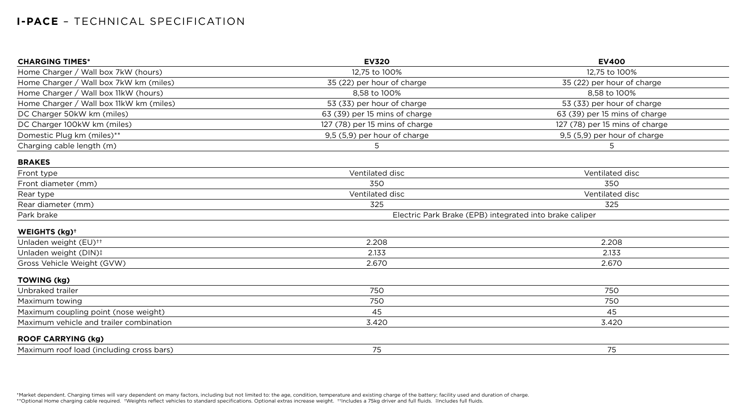## I-PACE – TECHNICAL SPECIFICATION

| CHARGING TIMES* | EV320 | EV400 |
|---|---|---|
| Home Charger / Wall box 7kW (hours) | 12,75 to 100% | 12,75 to 100% |
| Home Charger / Wall box 7kW km (miles) | 35 (22) per hour of charge | 35 (22) per hour of charge |
| Home Charger / Wall box 11kW (hours) | 8,58 to 100% | 8,58 to 100% |
| Home Charger / Wall box 11kW km (miles) | 53 (33) per hour of charge | 53 (33) per hour of charge |
| DC Charger 50kW km (miles) | 63 (39) per 15 mins of charge | 63 (39) per 15 mins of charge |
| DC Charger 100kW km (miles) | 127 (78) per 15 mins of charge | 127 (78) per 15 mins of charge |
| Domestic Plug km (miles)** | 9,5 (5,9) per hour of charge | 9,5 (5,9) per hour of charge |
| Charging cable length (m) | 5 | 5 |
| **BRAKES** | | |
| Front type | Ventilated disc | Ventilated disc |
| Front diameter (mm) | 350 | 350 |
| Rear type | Ventilated disc | Ventilated disc |
| Rear diameter (mm) | 325 | 325 |
| Park brake | Electric Park Brake (EPB) integrated into brake caliper | |
| **WEIGHTS (kg)†** | | |
| Unladen weight (EU)†† | 2.208 | 2.208 |
| Unladen weight (DIN)‡ | 2.133 | 2.133 |
| Gross Vehicle Weight (GVW) | 2.670 | 2.670 |
| **TOWING (kg)** | | |
| Unbraked trailer | 750 | 750 |
| Maximum towing | 750 | 750 |
| Maximum coupling point (nose weight) | 45 | 45 |
| Maximum vehicle and trailer combination | 3.420 | 3.420 |
| **ROOF CARRYING (kg)** | | |
| Maximum roof load (including cross bars) | 75 | 75 |

*Market dependent. Charging times will vary dependent on many factors, including but not limited to: the age, condition, temperature and existing charge of the battery; facility used and duration of charge.
**Optional Home charging cable required. †Weights reflect vehicles to standard specifications. Optional extras increase weight. ††Includes a 75kg driver and full fluids. ‡Includes full fluids.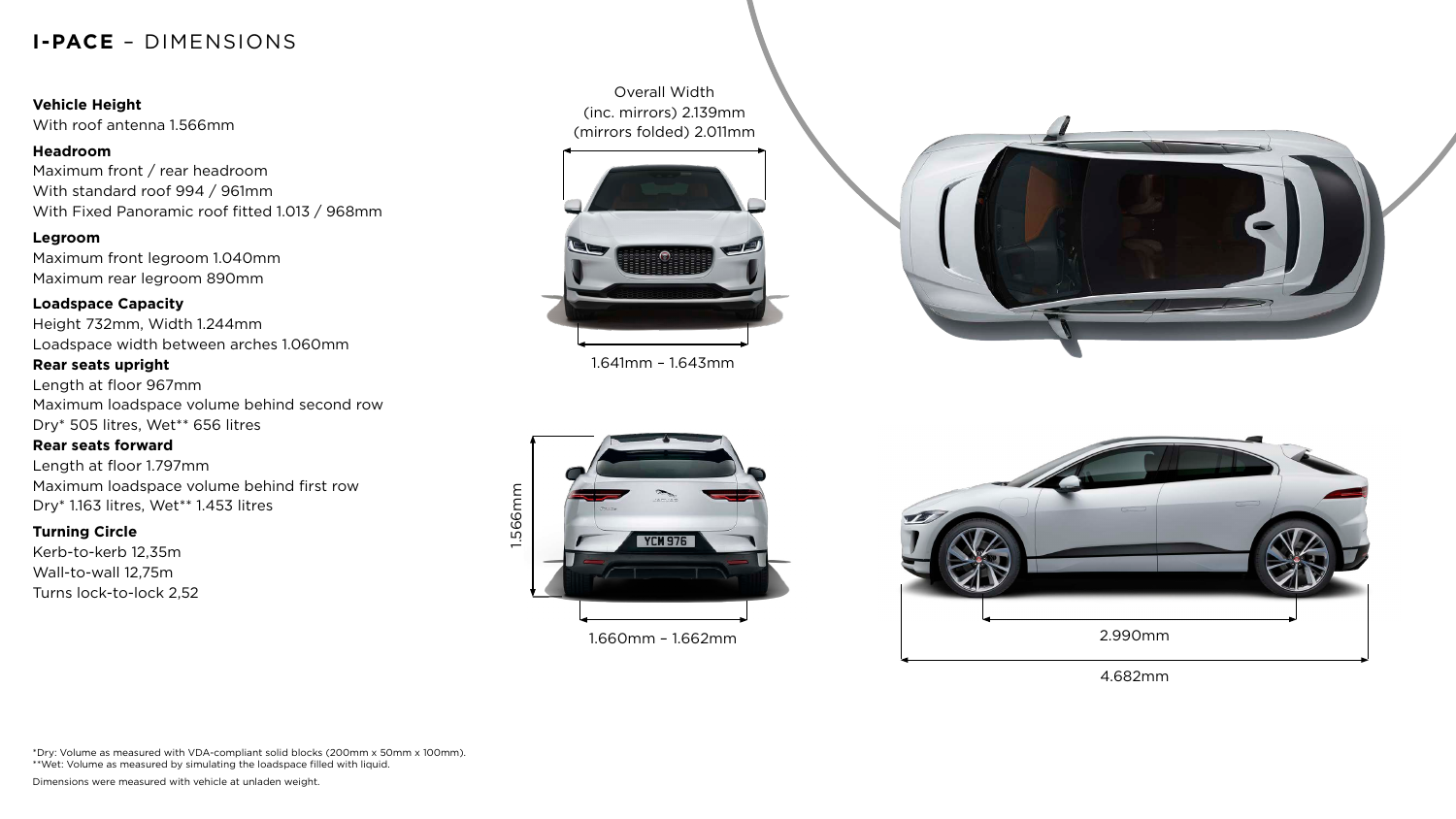# I-PACE – DIMENSIONS

**Vehicle Height**
With roof antenna 1.566mm

**Headroom**
Maximum front / rear headroom
With standard roof 994 / 961mm
With Fixed Panoramic roof fitted 1.013 / 968mm

**Legroom**
Maximum front legroom 1.040mm
Maximum rear legroom 890mm

**Loadspace Capacity**
Height 732mm, Width 1.244mm
Loadspace width between arches 1.060mm

**Rear seats upright**
Length at floor 967mm
Maximum loadspace volume behind second row
Dry* 505 litres, Wet** 656 litres

**Rear seats forward**
Length at floor 1.797mm
Maximum loadspace volume behind first row
Dry* 1.163 litres, Wet** 1.453 litres

**Turning Circle**
Kerb-to-kerb 12,35m
Wall-to-wall 12,75m
Turns lock-to-lock 2,52

Overall Width
(inc. mirrors) 2.139mm
(mirrors folded) 2.011mm

1.641mm – 1.643mm

1.566mm

1.660mm – 1.662mm

2.990mm

4.682mm

*Dry: Volume as measured with VDA-compliant solid blocks (200mm x 50mm x 100mm).
**Wet: Volume as measured by simulating the loadspace filled with liquid.

Dimensions were measured with vehicle at unladen weight.